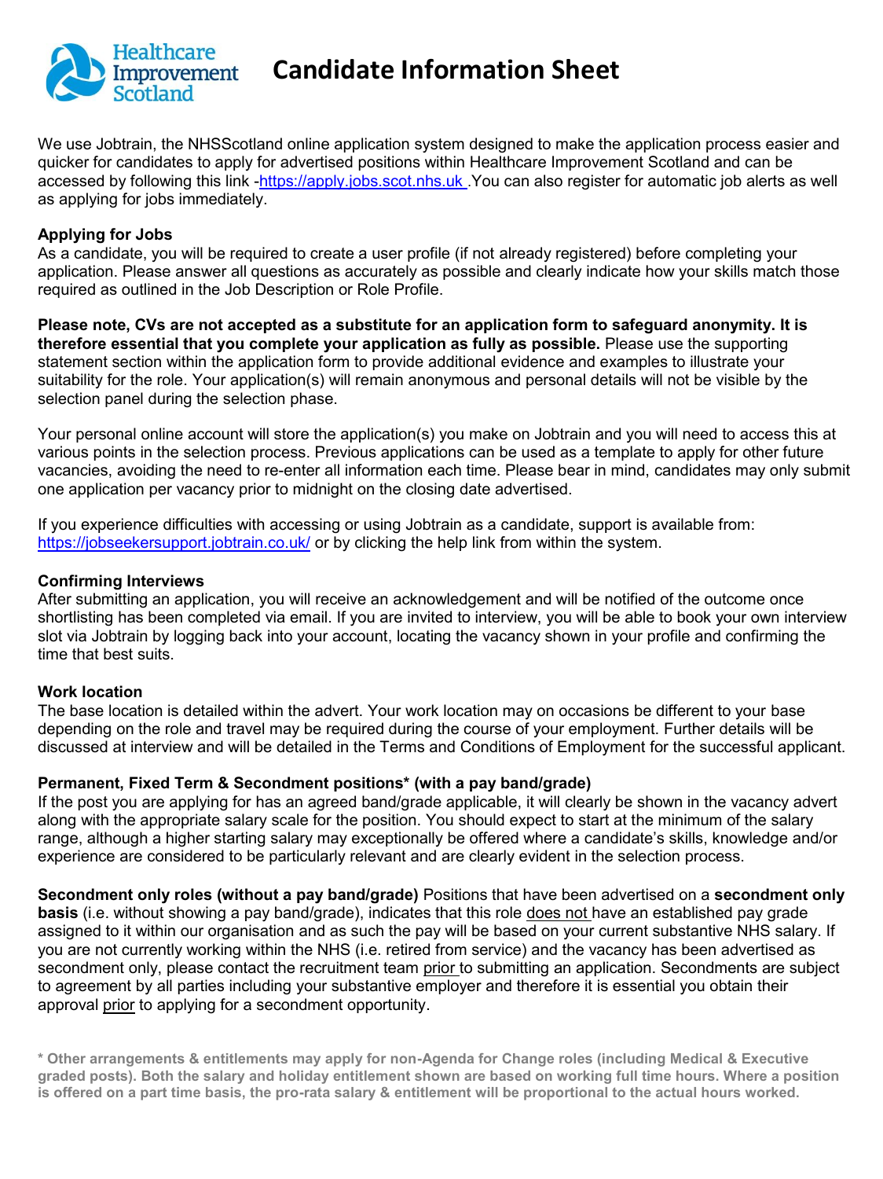# Candidate Information Sheet

We use Jobtrain, the NHSScotland online application system designed to make the application process easier and quicker for candidates to apply for advertised positions within Healthcare Improvement Scotland and can be accessed by following this link -[https://apply.jobs.scot.nhs.uk](https://apply.jobs.scot.nhs.uk) .You can also register for automatic job alerts as well as applying for jobs immediately.

**Applying for Jobs**
As a candidate, you will be required to create a user profile (if not already registered) before completing your application. Please answer all questions as accurately as possible and clearly indicate how your skills match those required as outlined in the Job Description or Role Profile.

**Please note, CVs are not accepted as a substitute for an application form to safeguard anonymity. It is therefore essential that you complete your application as fully as possible.** Please use the supporting statement section within the application form to provide additional evidence and examples to illustrate your suitability for the role. Your application(s) will remain anonymous and personal details will not be visible by the selection panel during the selection phase.

Your personal online account will store the application(s) you make on Jobtrain and you will need to access this at various points in the selection process. Previous applications can be used as a template to apply for other future vacancies, avoiding the need to re-enter all information each time. Please bear in mind, candidates may only submit one application per vacancy prior to midnight on the closing date advertised.

If you experience difficulties with accessing or using Jobtrain as a candidate, support is available from: [https://jobseekersupport.jobtrain.co.uk/](https://jobseekersupport.jobtrain.co.uk/) or by clicking the help link from within the system.

**Confirming Interviews**
After submitting an application, you will receive an acknowledgement and will be notified of the outcome once shortlisting has been completed via email. If you are invited to interview, you will be able to book your own interview slot via Jobtrain by logging back into your account, locating the vacancy shown in your profile and confirming the time that best suits.

**Work location**
The base location is detailed within the advert. Your work location may on occasions be different to your base depending on the role and travel may be required during the course of your employment. Further details will be discussed at interview and will be detailed in the Terms and Conditions of Employment for the successful applicant.

**Permanent, Fixed Term & Secondment positions* (with a pay band/grade)**
If the post you are applying for has an agreed band/grade applicable, it will clearly be shown in the vacancy advert along with the appropriate salary scale for the position. You should expect to start at the minimum of the salary range, although a higher starting salary may exceptionally be offered where a candidate's skills, knowledge and/or experience are considered to be particularly relevant and are clearly evident in the selection process.

**Secondment only roles (without a pay band/grade)** Positions that have been advertised on a **secondment only basis** (i.e. without showing a pay band/grade), indicates that this role <u>does not</u> have an established pay grade assigned to it within our organisation and as such the pay will be based on your current substantive NHS salary. If you are not currently working within the NHS (i.e. retired from service) and the vacancy has been advertised as secondment only, please contact the recruitment team <u>prior</u> to submitting an application. Secondments are subject to agreement by all parties including your substantive employer and therefore it is essential you obtain their approval <u>prior</u> to applying for a secondment opportunity.

**\* Other arrangements & entitlements may apply for non-Agenda for Change roles (including Medical & Executive graded posts). Both the salary and holiday entitlement shown are based on working full time hours. Where a position is offered on a part time basis, the pro-rata salary & entitlement will be proportional to the actual hours worked.**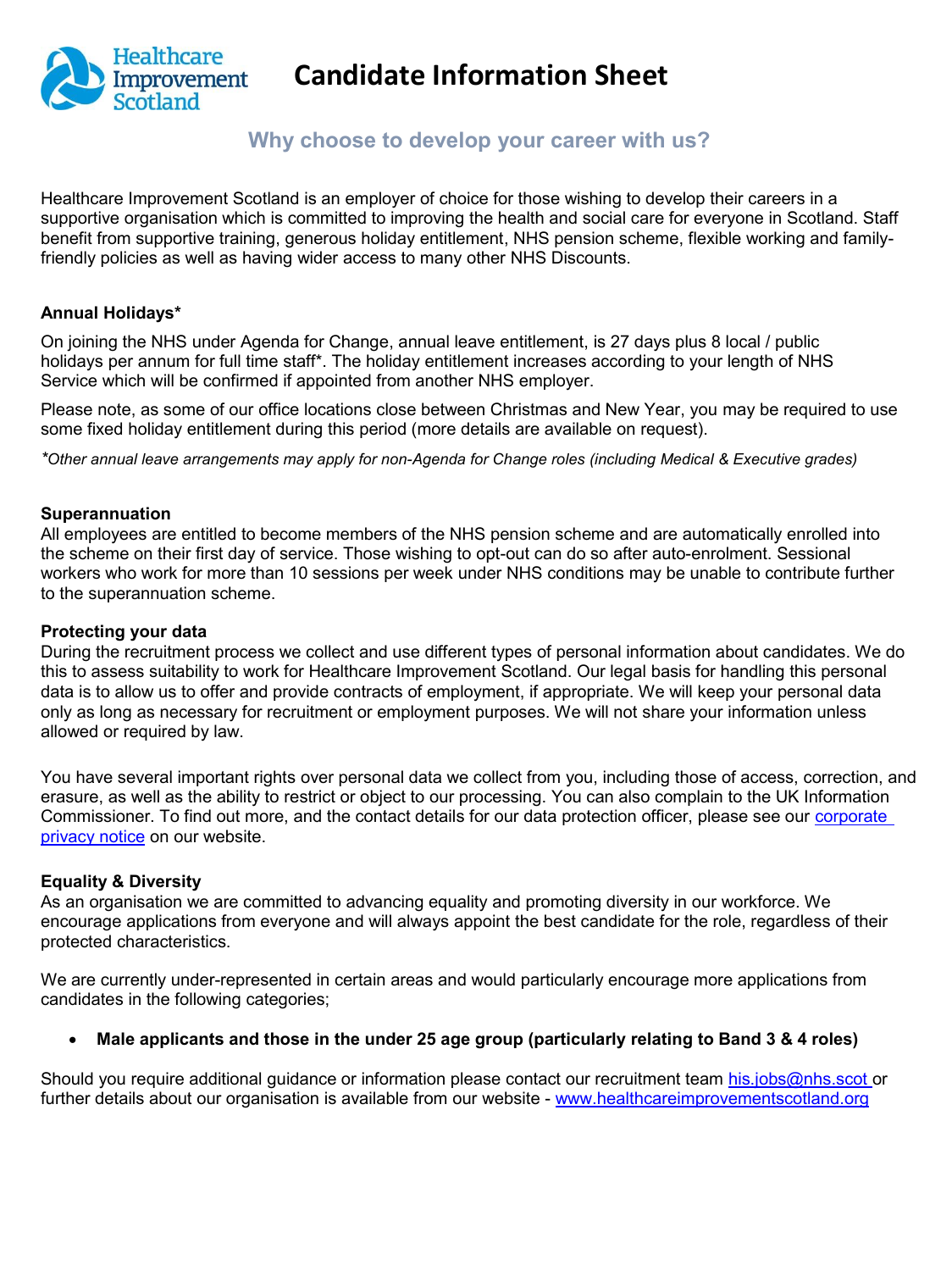# Candidate Information Sheet

## Why choose to develop your career with us?

Healthcare Improvement Scotland is an employer of choice for those wishing to develop their careers in a supportive organisation which is committed to improving the health and social care for everyone in Scotland. Staff benefit from supportive training, generous holiday entitlement, NHS pension scheme, flexible working and family-friendly policies as well as having wider access to many other NHS Discounts.

**Annual Holidays***

On joining the NHS under Agenda for Change, annual leave entitlement, is 27 days plus 8 local / public holidays per annum for full time staff*. The holiday entitlement increases according to your length of NHS Service which will be confirmed if appointed from another NHS employer.

Please note, as some of our office locations close between Christmas and New Year, you may be required to use some fixed holiday entitlement during this period (more details are available on request).

*\*Other annual leave arrangements may apply for non-Agenda for Change roles (including Medical & Executive grades)*

**Superannuation**

All employees are entitled to become members of the NHS pension scheme and are automatically enrolled into the scheme on their first day of service. Those wishing to opt-out can do so after auto-enrolment. Sessional workers who work for more than 10 sessions per week under NHS conditions may be unable to contribute further to the superannuation scheme.

**Protecting your data**

During the recruitment process we collect and use different types of personal information about candidates. We do this to assess suitability to work for Healthcare Improvement Scotland. Our legal basis for handling this personal data is to allow us to offer and provide contracts of employment, if appropriate. We will keep your personal data only as long as necessary for recruitment or employment purposes. We will not share your information unless allowed or required by law.

You have several important rights over personal data we collect from you, including those of access, correction, and erasure, as well as the ability to restrict or object to our processing. You can also complain to the UK Information Commissioner. To find out more, and the contact details for our data protection officer, please see our corporate privacy notice on our website.

**Equality & Diversity**

As an organisation we are committed to advancing equality and promoting diversity in our workforce. We encourage applications from everyone and will always appoint the best candidate for the role, regardless of their protected characteristics.

We are currently under-represented in certain areas and would particularly encourage more applications from candidates in the following categories;

- **Male applicants and those in the under 25 age group (particularly relating to Band 3 & 4 roles)**

Should you require additional guidance or information please contact our recruitment team his.jobs@nhs.scot or further details about our organisation is available from our website - www.healthcareimprovementscotland.org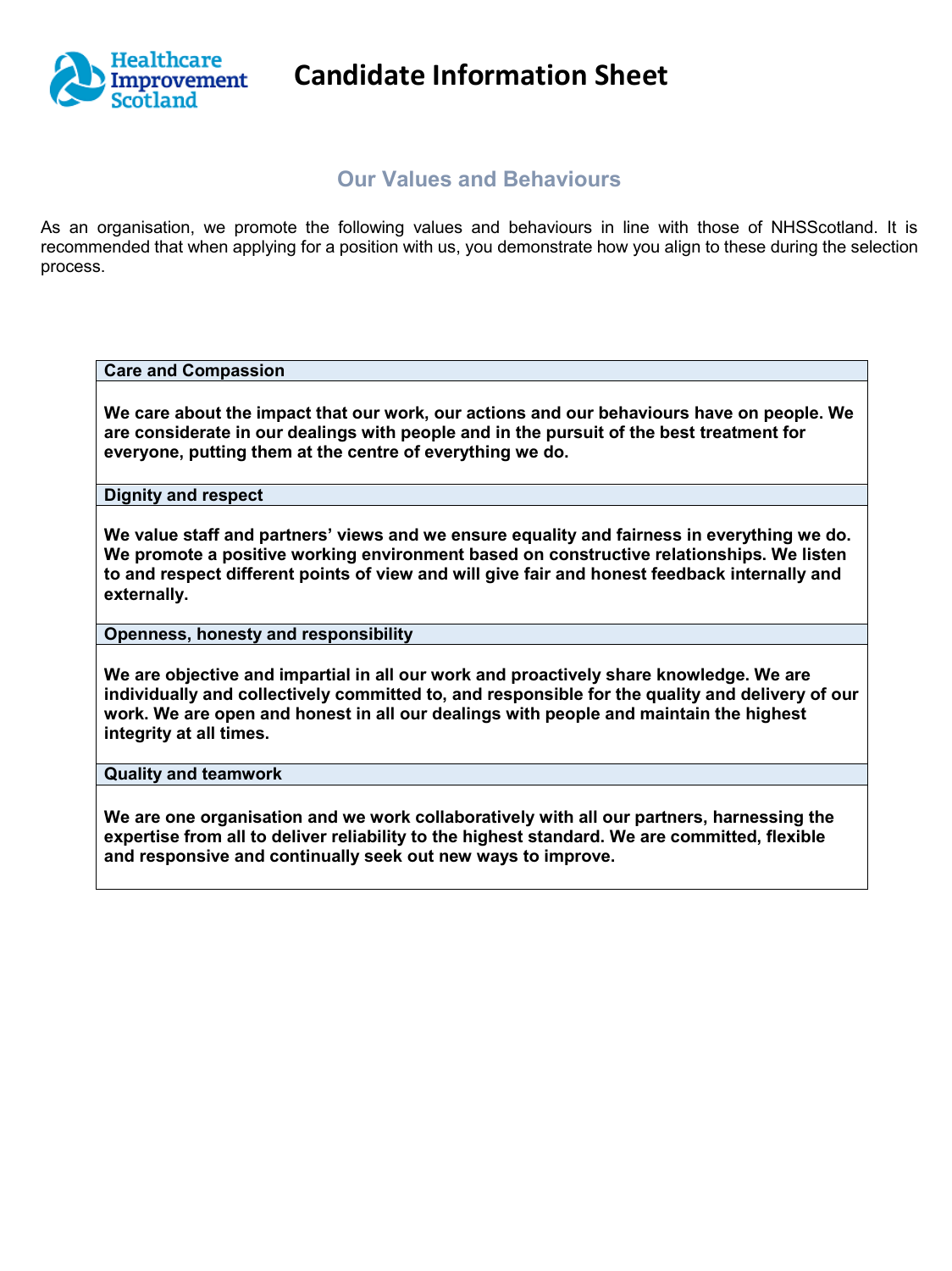Healthcare Improvement Scotland

# Candidate Information Sheet

## Our Values and Behaviours

As an organisation, we promote the following values and behaviours in line with those of NHSScotland. It is recommended that when applying for a position with us, you demonstrate how you align to these during the selection process.

| |
|---|
| **Care and Compassion** |
| **We care about the impact that our work, our actions and our behaviours have on people. We are considerate in our dealings with people and in the pursuit of the best treatment for everyone, putting them at the centre of everything we do.** |
| **Dignity and respect** |
| **We value staff and partners' views and we ensure equality and fairness in everything we do. We promote a positive working environment based on constructive relationships. We listen to and respect different points of view and will give fair and honest feedback internally and externally.** |
| **Openness, honesty and responsibility** |
| **We are objective and impartial in all our work and proactively share knowledge. We are individually and collectively committed to, and responsible for the quality and delivery of our work. We are open and honest in all our dealings with people and maintain the highest integrity at all times.** |
| **Quality and teamwork** |
| **We are one organisation and we work collaboratively with all our partners, harnessing the expertise from all to deliver reliability to the highest standard. We are committed, flexible and responsive and continually seek out new ways to improve.** |